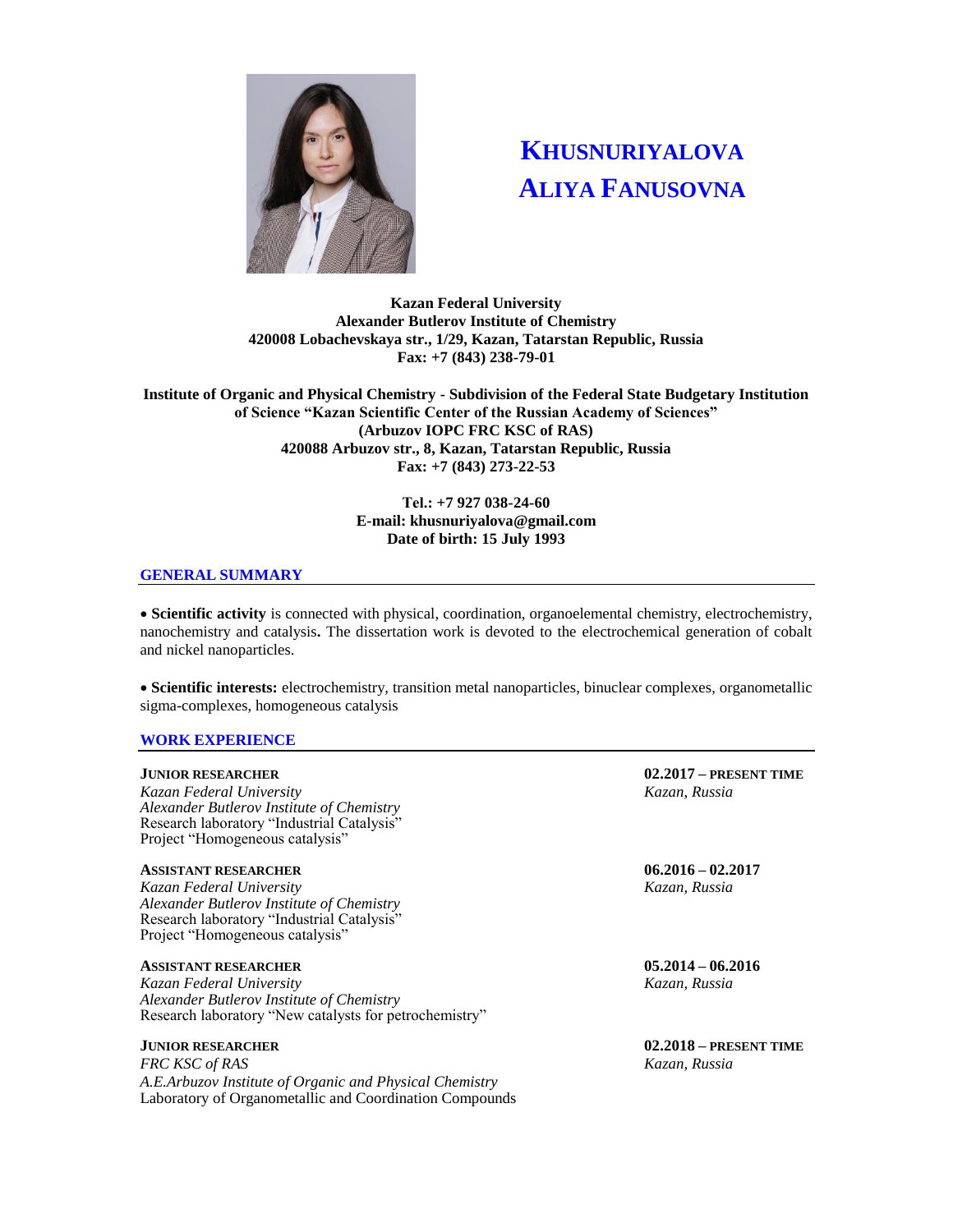# KHUSNURIYALOVA ALIYA FANUSOVNA

**Kazan Federal University**
**Alexander Butlerov Institute of Chemistry**
**420008 Lobachevskaya str., 1/29, Kazan, Tatarstan Republic, Russia**
**Fax: +7 (843) 238-79-01**

**Institute of Organic and Physical Chemistry - Subdivision of the Federal State Budgetary Institution of Science "Kazan Scientific Center of the Russian Academy of Sciences"**
**(Arbuzov IOPC FRC KSC of RAS)**
**420088 Arbuzov str., 8, Kazan, Tatarstan Republic, Russia**
**Fax: +7 (843) 273-22-53**

**Tel.: +7 927 038-24-60**
**E-mail: khusnuriyalova@gmail.com**
**Date of birth: 15 July 1993**

## GENERAL SUMMARY

- **Scientific activity** is connected with physical, coordination, organoelemental chemistry, electrochemistry, nanochemistry and catalysis**.** The dissertation work is devoted to the electrochemical generation of cobalt and nickel nanoparticles.

- **Scientific interests:** electrochemistry, transition metal nanoparticles, binuclear complexes, organometallic sigma-complexes, homogeneous catalysis

## WORK EXPERIENCE

**JUNIOR RESEARCHER** — **02.2017 – PRESENT TIME**, *Kazan, Russia*
*Kazan Federal University*
*Alexander Butlerov Institute of Chemistry*
Research laboratory "Industrial Catalysis"
Project "Homogeneous catalysis"

**ASSISTANT RESEARCHER** — **06.2016 – 02.2017**, *Kazan, Russia*
*Kazan Federal University*
*Alexander Butlerov Institute of Chemistry*
Research laboratory "Industrial Catalysis"
Project "Homogeneous catalysis"

**ASSISTANT RESEARCHER** — **05.2014 – 06.2016**, *Kazan, Russia*
*Kazan Federal University*
*Alexander Butlerov Institute of Chemistry*
Research laboratory "New catalysts for petrochemistry"

**JUNIOR RESEARCHER** — **02.2018 – PRESENT TIME**, *Kazan, Russia*
*FRC KSC of RAS*
*A.E.Arbuzov Institute of Organic and Physical Chemistry*
Laboratory of Organometallic and Coordination Compounds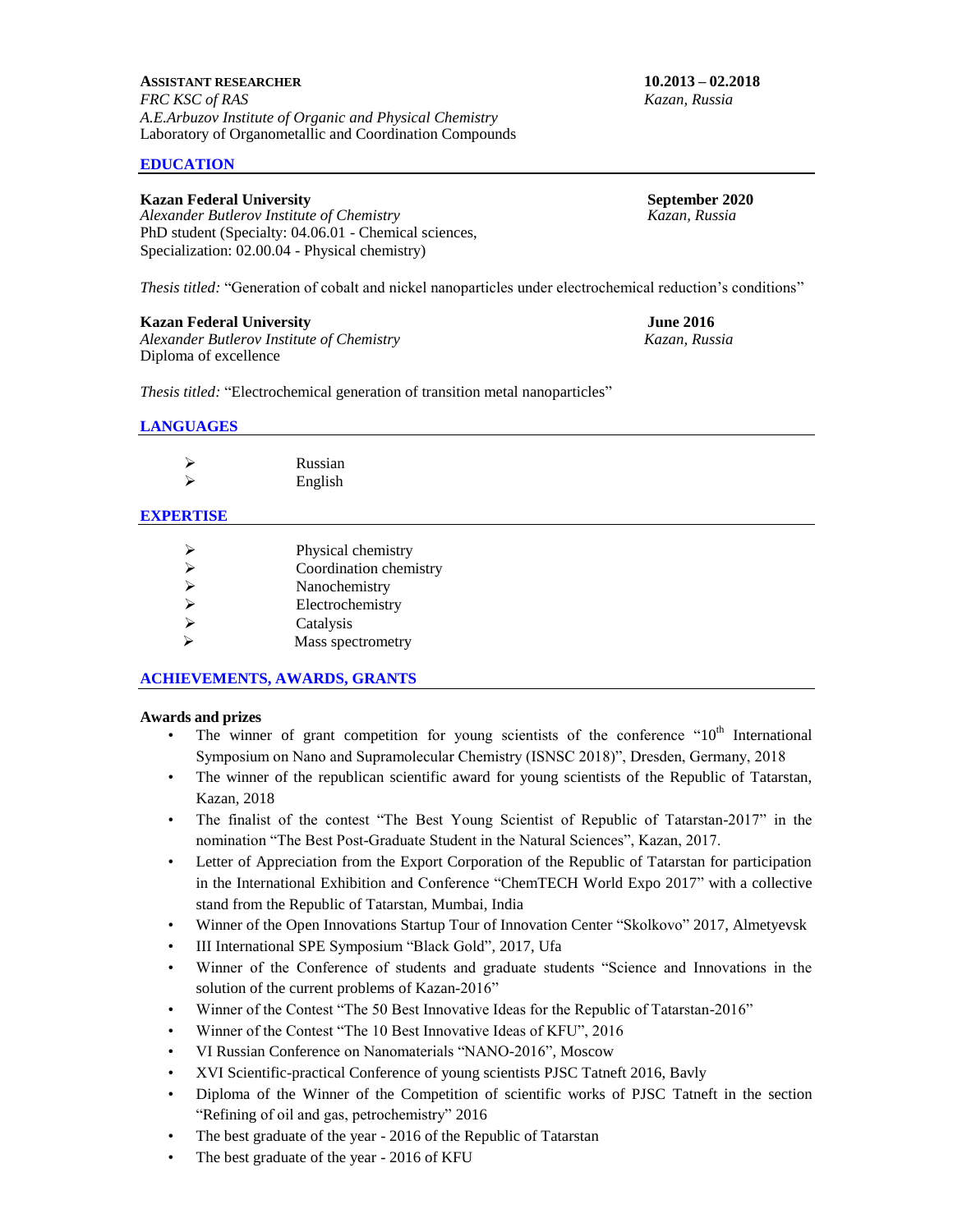**ASSISTANT RESEARCHER** **10.2013 – 02.2018**
*FRC KSC of RAS* *Kazan, Russia*
*A.E.Arbuzov Institute of Organic and Physical Chemistry*
Laboratory of Organometallic and Coordination Compounds

## EDUCATION

**Kazan Federal University** **September 2020**
*Alexander Butlerov Institute of Chemistry* *Kazan, Russia*
PhD student (Specialty: 04.06.01 - Chemical sciences,
Specialization: 02.00.04 - Physical chemistry)

*Thesis titled:* "Generation of cobalt and nickel nanoparticles under electrochemical reduction's conditions"

**Kazan Federal University** **June 2016**
*Alexander Butlerov Institute of Chemistry* *Kazan, Russia*
Diploma of excellence

*Thesis titled:* "Electrochemical generation of transition metal nanoparticles"

## LANGUAGES

- Russian
- English

## EXPERTISE

- Physical chemistry
- Coordination chemistry
- Nanochemistry
- Electrochemistry
- Catalysis
- Mass spectrometry

## ACHIEVEMENTS, AWARDS, GRANTS

**Awards and prizes**

- The winner of grant competition for young scientists of the conference "10th International Symposium on Nano and Supramolecular Chemistry (ISNSC 2018)", Dresden, Germany, 2018
- The winner of the republican scientific award for young scientists of the Republic of Tatarstan, Kazan, 2018
- The finalist of the contest "The Best Young Scientist of Republic of Tatarstan-2017" in the nomination "The Best Post-Graduate Student in the Natural Sciences", Kazan, 2017.
- Letter of Appreciation from the Export Corporation of the Republic of Tatarstan for participation in the International Exhibition and Conference "ChemTECH World Expo 2017" with a collective stand from the Republic of Tatarstan, Mumbai, India
- Winner of the Open Innovations Startup Tour of Innovation Center "Skolkovo" 2017, Almetyevsk
- III International SPE Symposium "Black Gold", 2017, Ufa
- Winner of the Conference of students and graduate students "Science and Innovations in the solution of the current problems of Kazan-2016"
- Winner of the Contest "The 50 Best Innovative Ideas for the Republic of Tatarstan-2016"
- Winner of the Contest "The 10 Best Innovative Ideas of KFU", 2016
- VI Russian Conference on Nanomaterials "NANO-2016", Moscow
- XVI Scientific-practical Conference of young scientists PJSC Tatneft 2016, Bavly
- Diploma of the Winner of the Competition of scientific works of PJSC Tatneft in the section "Refining of oil and gas, petrochemistry" 2016
- The best graduate of the year - 2016 of the Republic of Tatarstan
- The best graduate of the year - 2016 of KFU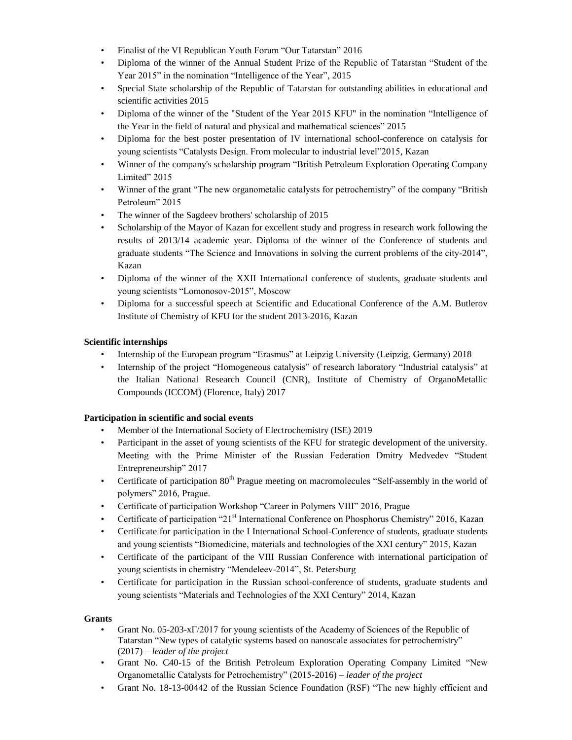- Finalist of the VI Republican Youth Forum "Our Tatarstan" 2016
- Diploma of the winner of the Annual Student Prize of the Republic of Tatarstan "Student of the Year 2015" in the nomination "Intelligence of the Year", 2015
- Special State scholarship of the Republic of Tatarstan for outstanding abilities in educational and scientific activities 2015
- Diploma of the winner of the "Student of the Year 2015 KFU" in the nomination "Intelligence of the Year in the field of natural and physical and mathematical sciences" 2015
- Diploma for the best poster presentation of IV international school-conference on catalysis for young scientists "Catalysts Design. From molecular to industrial level"2015, Kazan
- Winner of the company's scholarship program "British Petroleum Exploration Operating Company Limited" 2015
- Winner of the grant "The new organometalic catalysts for petrochemistry" of the company "British Petroleum" 2015
- The winner of the Sagdeev brothers' scholarship of 2015
- Scholarship of the Mayor of Kazan for excellent study and progress in research work following the results of 2013/14 academic year. Diploma of the winner of the Conference of students and graduate students "The Science and Innovations in solving the current problems of the city-2014", Kazan
- Diploma of the winner of the XXII International conference of students, graduate students and young scientists "Lomonosov-2015", Moscow
- Diploma for a successful speech at Scientific and Educational Conference of the A.M. Butlerov Institute of Chemistry of KFU for the student 2013-2016, Kazan

**Scientific internships**

- Internship of the European program "Erasmus" at Leipzig University (Leipzig, Germany) 2018
- Internship of the project "Homogeneous catalysis" of research laboratory "Industrial catalysis" at the Italian National Research Council (CNR), Institute of Chemistry of OrganoMetallic Compounds (ICCOM) (Florence, Italy) 2017

**Participation in scientific and social events**

- Member of the International Society of Electrochemistry (ISE) 2019
- Participant in the asset of young scientists of the KFU for strategic development of the university. Meeting with the Prime Minister of the Russian Federation Dmitry Medvedev "Student Entrepreneurship" 2017
- Certificate of participation 80th Prague meeting on macromolecules "Self-assembly in the world of polymers" 2016, Prague.
- Certificate of participation Workshop "Career in Polymers VIII" 2016, Prague
- Certificate of participation "21st International Conference on Phosphorus Chemistry" 2016, Kazan
- Certificate for participation in the I International School-Conference of students, graduate students and young scientists "Biomedicine, materials and technologies of the XXI century" 2015, Kazan
- Certificate of the participant of the VIII Russian Conference with international participation of young scientists in chemistry "Mendeleev-2014", St. Petersburg
- Certificate for participation in the Russian school-conference of students, graduate students and young scientists "Materials and Technologies of the XXI Century" 2014, Kazan

**Grants**

- Grant No. 05-203-хГ/2017 for young scientists of the Academy of Sciences of the Republic of Tatarstan "New types of catalytic systems based on nanoscale associates for petrochemistry" (2017) – *leader of the project*
- Grant No. C40-15 of the British Petroleum Exploration Operating Company Limited "New Organometallic Catalysts for Petrochemistry" (2015-2016) – *leader of the project*
- Grant No. 18-13-00442 of the Russian Science Foundation (RSF) "The new highly efficient and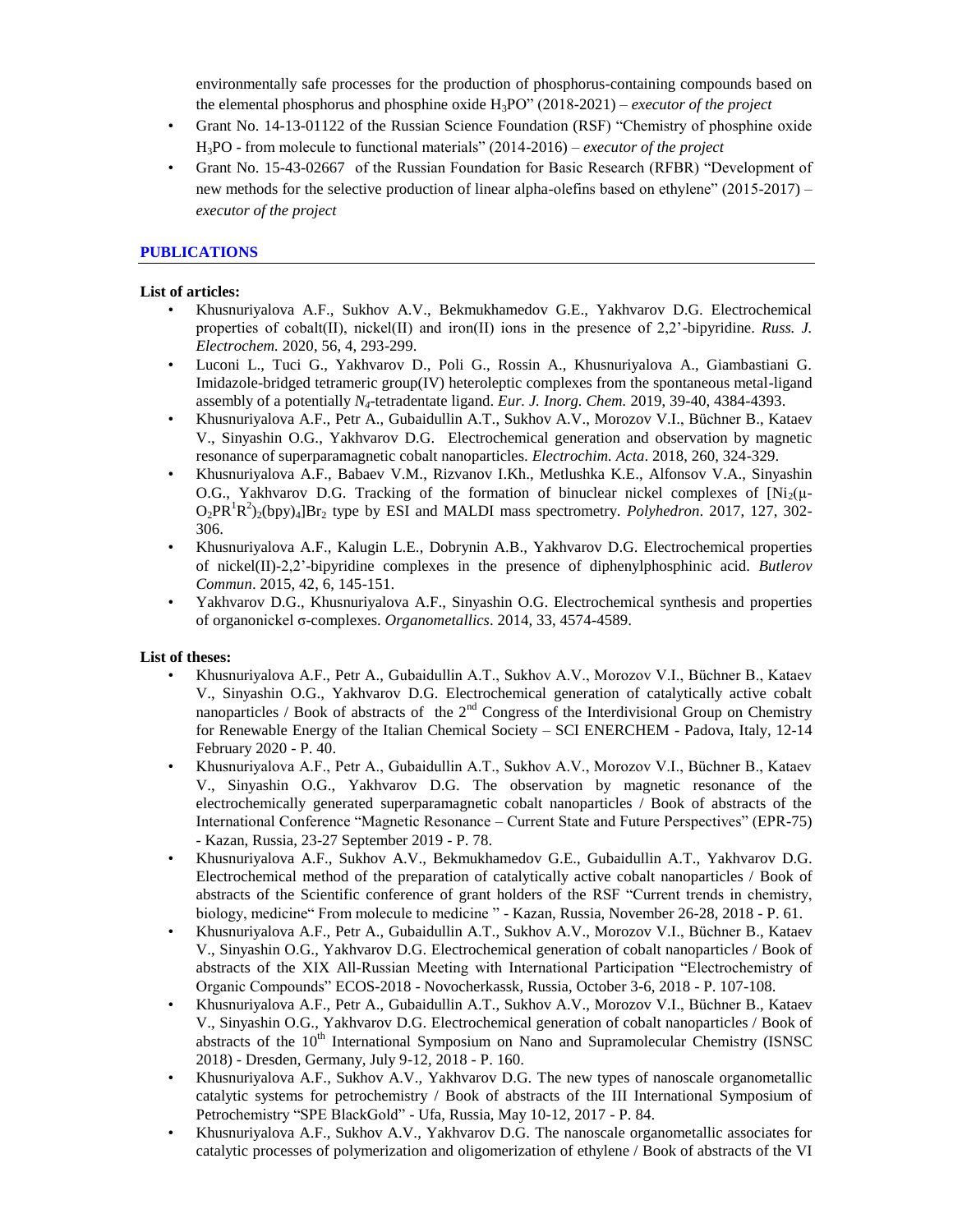environmentally safe processes for the production of phosphorus-containing compounds based on the elemental phosphorus and phosphine oxide $H_3PO$" (2018-2021) – *executor of the project*

- Grant No. 14-13-01122 of the Russian Science Foundation (RSF) "Chemistry of phosphine oxide $H_3PO$ - from molecule to functional materials" (2014-2016) – *executor of the project*
- Grant No. 15-43-02667 of the Russian Foundation for Basic Research (RFBR) "Development of new methods for the selective production of linear alpha-olefins based on ethylene" (2015-2017) – *executor of the project*

## PUBLICATIONS

**List of articles:**

- Khusnuriyalova A.F., Sukhov A.V., Bekmukhamedov G.E., Yakhvarov D.G. Electrochemical properties of cobalt(II), nickel(II) and iron(II) ions in the presence of 2,2'-bipyridine. *Russ. J. Electrochem.* 2020, 56, 4, 293-299.
- Luconi L., Tuci G., Yakhvarov D., Poli G., Rossin A., Khusnuriyalova A., Giambastiani G. Imidazole-bridged tetrameric group(IV) heteroleptic complexes from the spontaneous metal-ligand assembly of a potentially $N_4$-tetradentate ligand. *Eur. J. Inorg. Chem.* 2019, 39-40, 4384-4393.
- Khusnuriyalova A.F., Petr A., Gubaidullin A.T., Sukhov A.V., Morozov V.I., Büchner B., Kataev V., Sinyashin O.G., Yakhvarov D.G. Electrochemical generation and observation by magnetic resonance of superparamagnetic cobalt nanoparticles. *Electrochim. Acta*. 2018, 260, 324-329.
- Khusnuriyalova A.F., Babaev V.M., Rizvanov I.Kh., Metlushka K.E., Alfonsov V.A., Sinyashin O.G., Yakhvarov D.G. Tracking of the formation of binuclear nickel complexes of $[Ni_2(\mu\text{-}O_2PR^1R^2)_2(bpy)_4]Br_2$ type by ESI and MALDI mass spectrometry. *Polyhedron*. 2017, 127, 302-306.
- Khusnuriyalova A.F., Kalugin L.E., Dobrynin A.B., Yakhvarov D.G. Electrochemical properties of nickel(II)-2,2'-bipyridine complexes in the presence of diphenylphosphinic acid. *Butlerov Commun*. 2015, 42, 6, 145-151.
- Yakhvarov D.G., Khusnuriyalova A.F., Sinyashin O.G. Electrochemical synthesis and properties of organonickel σ-complexes. *Organometallics*. 2014, 33, 4574-4589.

**List of theses:**

- Khusnuriyalova A.F., Petr A., Gubaidullin A.T., Sukhov A.V., Morozov V.I., Büchner B., Kataev V., Sinyashin O.G., Yakhvarov D.G. Electrochemical generation of catalytically active cobalt nanoparticles / Book of abstracts of the 2nd Congress of the Interdivisional Group on Chemistry for Renewable Energy of the Italian Chemical Society – SCI ENERCHEM - Padova, Italy, 12-14 February 2020 - P. 40.
- Khusnuriyalova A.F., Petr A., Gubaidullin A.T., Sukhov A.V., Morozov V.I., Büchner B., Kataev V., Sinyashin O.G., Yakhvarov D.G. The observation by magnetic resonance of the electrochemically generated superparamagnetic cobalt nanoparticles / Book of abstracts of the International Conference "Magnetic Resonance – Current State and Future Perspectives" (EPR-75) - Kazan, Russia, 23-27 September 2019 - P. 78.
- Khusnuriyalova A.F., Sukhov A.V., Bekmukhamedov G.E., Gubaidullin A.T., Yakhvarov D.G. Electrochemical method of the preparation of catalytically active cobalt nanoparticles / Book of abstracts of the Scientific conference of grant holders of the RSF "Current trends in chemistry, biology, medicine" From molecule to medicine " - Kazan, Russia, November 26-28, 2018 - P. 61.
- Khusnuriyalova A.F., Petr A., Gubaidullin A.T., Sukhov A.V., Morozov V.I., Büchner B., Kataev V., Sinyashin O.G., Yakhvarov D.G. Electrochemical generation of cobalt nanoparticles / Book of abstracts of the XIX All-Russian Meeting with International Participation "Electrochemistry of Organic Compounds" ECOS-2018 - Novocherkassk, Russia, October 3-6, 2018 - P. 107-108.
- Khusnuriyalova A.F., Petr A., Gubaidullin A.T., Sukhov A.V., Morozov V.I., Büchner B., Kataev V., Sinyashin O.G., Yakhvarov D.G. Electrochemical generation of cobalt nanoparticles / Book of abstracts of the 10th International Symposium on Nano and Supramolecular Chemistry (ISNSC 2018) - Dresden, Germany, July 9-12, 2018 - P. 160.
- Khusnuriyalova A.F., Sukhov A.V., Yakhvarov D.G. The new types of nanoscale organometallic catalytic systems for petrochemistry / Book of abstracts of the III International Symposium of Petrochemistry "SPE BlackGold" - Ufa, Russia, May 10-12, 2017 - P. 84.
- Khusnuriyalova A.F., Sukhov A.V., Yakhvarov D.G. The nanoscale organometallic associates for catalytic processes of polymerization and oligomerization of ethylene / Book of abstracts of the VI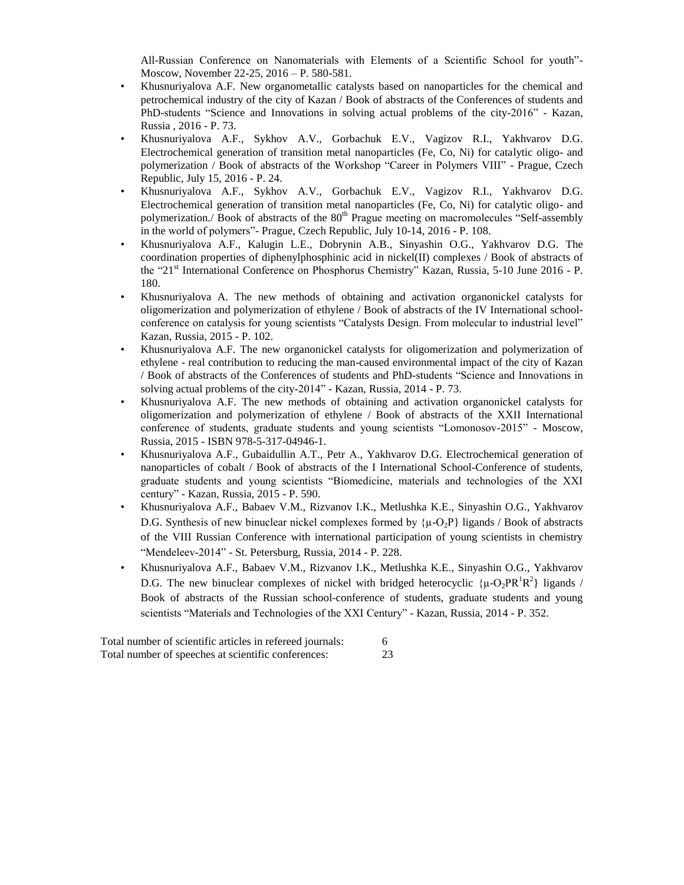All-Russian Conference on Nanomaterials with Elements of a Scientific School for youth"- Moscow, November 22-25, 2016 – P. 580-581.

- Khusnuriyalova A.F. New organometallic catalysts based on nanoparticles for the chemical and petrochemical industry of the city of Kazan / Book of abstracts of the Conferences of students and PhD-students "Science and Innovations in solving actual problems of the city-2016" - Kazan, Russia , 2016 - P. 73.
- Khusnuriyalova A.F., Sykhov A.V., Gorbachuk E.V., Vagizov R.I., Yakhvarov D.G. Electrochemical generation of transition metal nanoparticles (Fe, Co, Ni) for catalytic oligo- and polymerization / Book of abstracts of the Workshop "Career in Polymers VIII" - Prague, Czech Republic, July 15, 2016 - P. 24.
- Khusnuriyalova A.F., Sykhov A.V., Gorbachuk E.V., Vagizov R.I., Yakhvarov D.G. Electrochemical generation of transition metal nanoparticles (Fe, Co, Ni) for catalytic oligo- and polymerization./ Book of abstracts of the 80th Prague meeting on macromolecules "Self-assembly in the world of polymers"- Prague, Czech Republic, July 10-14, 2016 - P. 108.
- Khusnuriyalova A.F., Kalugin L.E., Dobrynin A.B., Sinyashin O.G., Yakhvarov D.G. The coordination properties of diphenylphosphinic acid in nickel(II) complexes / Book of abstracts of the "21st International Conference on Phosphorus Chemistry" Kazan, Russia, 5-10 June 2016 - P. 180.
- Khusnuriyalova A. The new methods of obtaining and activation organonickel catalysts for oligomerization and polymerization of ethylene / Book of abstracts of the IV International school-conference on catalysis for young scientists "Catalysts Design. From molecular to industrial level" Kazan, Russia, 2015 - P. 102.
- Khusnuriyalova A.F. The new organonickel catalysts for oligomerization and polymerization of ethylene - real contribution to reducing the man-caused environmental impact of the city of Kazan / Book of abstracts of the Conferences of students and PhD-students "Science and Innovations in solving actual problems of the city-2014" - Kazan, Russia, 2014 - P. 73.
- Khusnuriyalova A.F. The new methods of obtaining and activation organonickel catalysts for oligomerization and polymerization of ethylene / Book of abstracts of the XXII International conference of students, graduate students and young scientists "Lomonosov-2015" - Moscow, Russia, 2015 - ISBN 978-5-317-04946-1.
- Khusnuriyalova A.F., Gubaidullin A.T., Petr A., Yakhvarov D.G. Electrochemical generation of nanoparticles of cobalt / Book of abstracts of the I International School-Conference of students, graduate students and young scientists "Biomedicine, materials and technologies of the XXI century" - Kazan, Russia, 2015 - P. 590.
- Khusnuriyalova A.F., Babaev V.M., Rizvanov I.K., Metlushka K.E., Sinyashin O.G., Yakhvarov D.G. Synthesis of new binuclear nickel complexes formed by $\{\mu\text{-}O_2P\}$ ligands / Book of abstracts of the VIII Russian Conference with international participation of young scientists in chemistry "Mendeleev-2014" - St. Petersburg, Russia, 2014 - P. 228.
- Khusnuriyalova A.F., Babaev V.M., Rizvanov I.K., Metlushka K.E., Sinyashin O.G., Yakhvarov D.G. The new binuclear complexes of nickel with bridged heterocyclic $\{\mu\text{-}O_2PR^1R^2\}$ ligands / Book of abstracts of the Russian school-conference of students, graduate students and young scientists "Materials and Technologies of the XXI Century" - Kazan, Russia, 2014 - P. 352.

Total number of scientific articles in refereed journals: 6
Total number of speeches at scientific conferences: 23